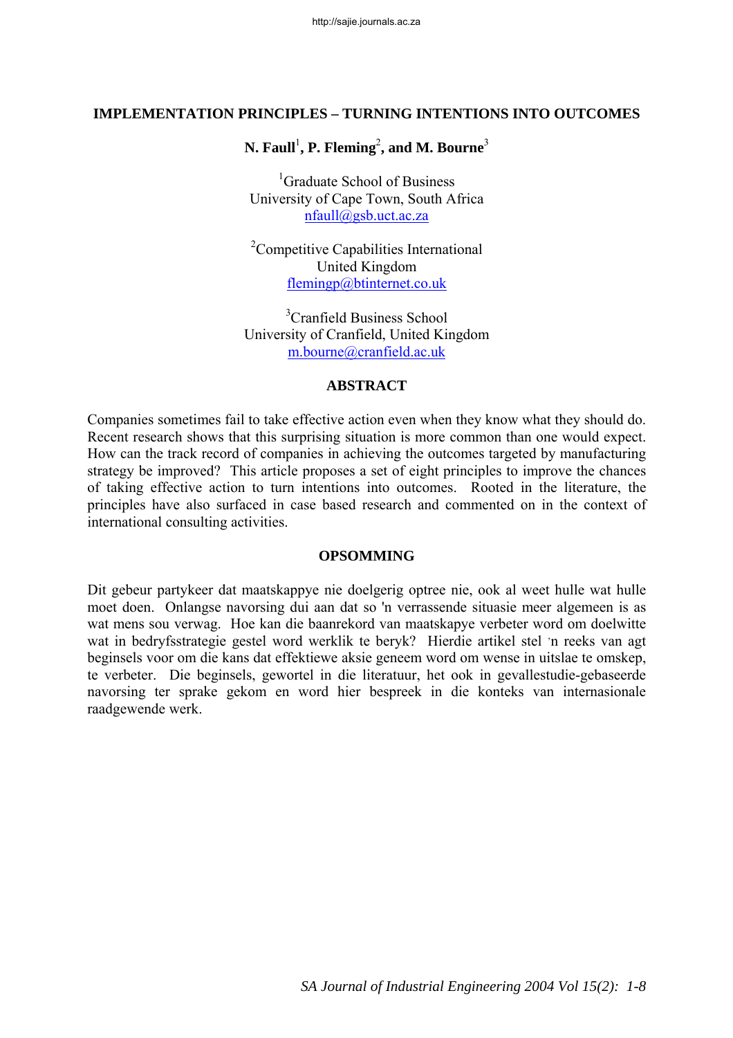# IMPLEMENTATION PRINCIPLES – TURNING INTENTIONS INTO OUTCOMES

**N. Faull[1], P. Fleming[2], and M. Bourne[3]**

[1]Graduate School of Business
University of Cape Town, South Africa
nfaull@gsb.uct.ac.za

[2]Competitive Capabilities International
United Kingdom
flemingp@btinternet.co.uk

[3]Cranfield Business School
University of Cranfield, United Kingdom
m.bourne@cranfield.ac.uk

## ABSTRACT

Companies sometimes fail to take effective action even when they know what they should do. Recent research shows that this surprising situation is more common than one would expect. How can the track record of companies in achieving the outcomes targeted by manufacturing strategy be improved? This article proposes a set of eight principles to improve the chances of taking effective action to turn intentions into outcomes. Rooted in the literature, the principles have also surfaced in case based research and commented on in the context of international consulting activities.

## OPSOMMING

Dit gebeur partykeer dat maatskappye nie doelgerig optree nie, ook al weet hulle wat hulle moet doen. Onlangse navorsing dui aan dat so 'n verrassende situasie meer algemeen is as wat mens sou verwag. Hoe kan die baanrekord van maatskapye verbeter word om doelwitte wat in bedryfsstrategie gestel word werklik te beryk? Hierdie artikel stel 'n reeks van agt beginsels voor om die kans dat effektiewe aksie geneem word om wense in uitslae te omskep, te verbeter. Die beginsels, gewortel in die literatuur, het ook in gevallestudie-gebaseerde navorsing ter sprake gekom en word hier bespreek in die konteks van internasionale raadgewende werk.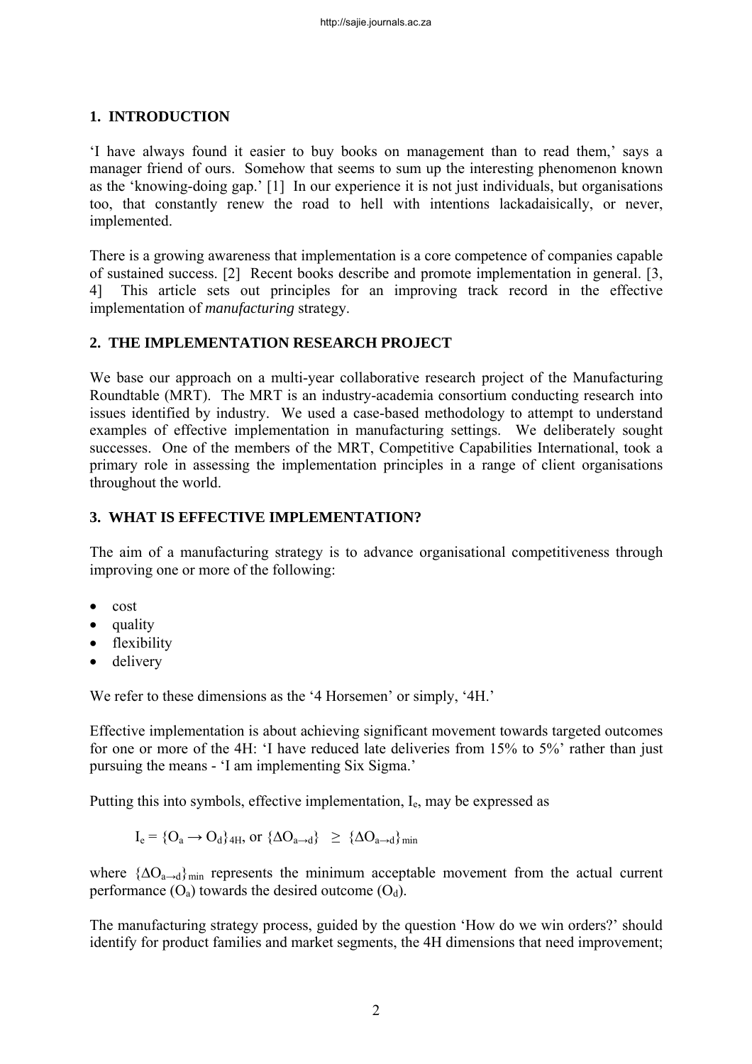## 1. INTRODUCTION

'I have always found it easier to buy books on management than to read them,' says a manager friend of ours. Somehow that seems to sum up the interesting phenomenon known as the 'knowing-doing gap.' [1] In our experience it is not just individuals, but organisations too, that constantly renew the road to hell with intentions lackadaisically, or never, implemented.

There is a growing awareness that implementation is a core competence of companies capable of sustained success. [2] Recent books describe and promote implementation in general. [3, 4] This article sets out principles for an improving track record in the effective implementation of *manufacturing* strategy.

## 2. THE IMPLEMENTATION RESEARCH PROJECT

We base our approach on a multi-year collaborative research project of the Manufacturing Roundtable (MRT). The MRT is an industry-academia consortium conducting research into issues identified by industry. We used a case-based methodology to attempt to understand examples of effective implementation in manufacturing settings. We deliberately sought successes. One of the members of the MRT, Competitive Capabilities International, took a primary role in assessing the implementation principles in a range of client organisations throughout the world.

## 3. WHAT IS EFFECTIVE IMPLEMENTATION?

The aim of a manufacturing strategy is to advance organisational competitiveness through improving one or more of the following:

- cost
- quality
- flexibility
- delivery

We refer to these dimensions as the '4 Horsemen' or simply, '4H.'

Effective implementation is about achieving significant movement towards targeted outcomes for one or more of the 4H: 'I have reduced late deliveries from 15% to 5%' rather than just pursuing the means - 'I am implementing Six Sigma.'

Putting this into symbols, effective implementation, $I_e$, may be expressed as

$$I_e = \{O_a \rightarrow O_d\}_{4H}, \text{ or } \{\Delta O_{a\rightarrow d}\} \geq \{\Delta O_{a\rightarrow d}\}_{min}$$

where $\{\Delta O_{a\rightarrow d}\}_{min}$ represents the minimum acceptable movement from the actual current performance ($O_a$) towards the desired outcome ($O_d$).

The manufacturing strategy process, guided by the question 'How do we win orders?' should identify for product families and market segments, the 4H dimensions that need improvement;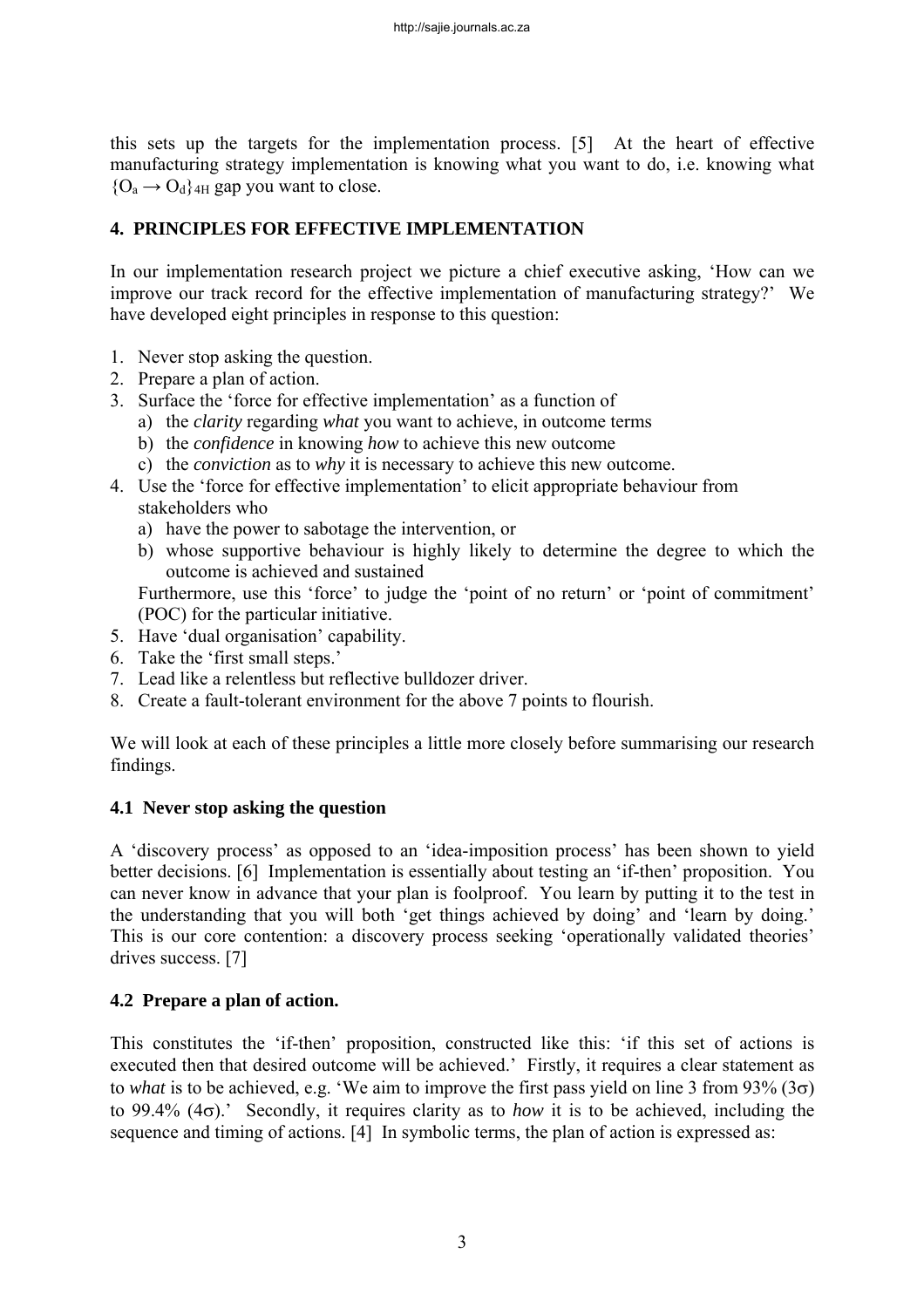this sets up the targets for the implementation process. [5] At the heart of effective manufacturing strategy implementation is knowing what you want to do, i.e. knowing what $\{O_a \rightarrow O_d\}_{4H}$ gap you want to close.

## 4. PRINCIPLES FOR EFFECTIVE IMPLEMENTATION

In our implementation research project we picture a chief executive asking, 'How can we improve our track record for the effective implementation of manufacturing strategy?' We have developed eight principles in response to this question:

1. Never stop asking the question.
2. Prepare a plan of action.
3. Surface the 'force for effective implementation' as a function of
   a) the *clarity* regarding *what* you want to achieve, in outcome terms
   b) the *confidence* in knowing *how* to achieve this new outcome
   c) the *conviction* as to *why* it is necessary to achieve this new outcome.
4. Use the 'force for effective implementation' to elicit appropriate behaviour from stakeholders who
   a) have the power to sabotage the intervention, or
   b) whose supportive behaviour is highly likely to determine the degree to which the outcome is achieved and sustained

   Furthermore, use this 'force' to judge the 'point of no return' or 'point of commitment' (POC) for the particular initiative.
5. Have 'dual organisation' capability.
6. Take the 'first small steps.'
7. Lead like a relentless but reflective bulldozer driver.
8. Create a fault-tolerant environment for the above 7 points to flourish.

We will look at each of these principles a little more closely before summarising our research findings.

### 4.1 Never stop asking the question

A 'discovery process' as opposed to an 'idea-imposition process' has been shown to yield better decisions. [6] Implementation is essentially about testing an 'if-then' proposition. You can never know in advance that your plan is foolproof. You learn by putting it to the test in the understanding that you will both 'get things achieved by doing' and 'learn by doing.' This is our core contention: a discovery process seeking 'operationally validated theories' drives success. [7]

### 4.2 Prepare a plan of action.

This constitutes the 'if-then' proposition, constructed like this: 'if this set of actions is executed then that desired outcome will be achieved.' Firstly, it requires a clear statement as to *what* is to be achieved, e.g. 'We aim to improve the first pass yield on line 3 from 93% ($3\sigma$) to 99.4% ($4\sigma$).' Secondly, it requires clarity as to *how* it is to be achieved, including the sequence and timing of actions. [4] In symbolic terms, the plan of action is expressed as: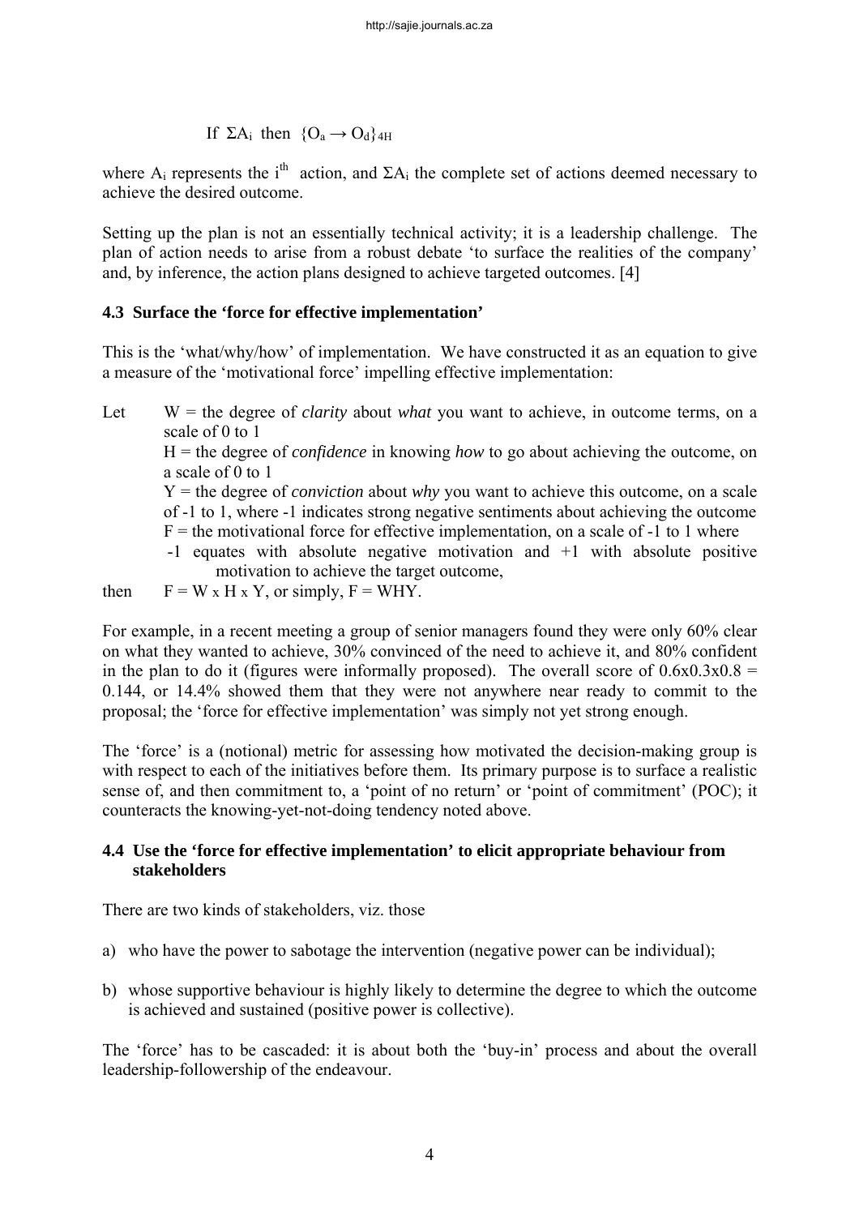$$\text{If } \Sigma A_i \text{ then } \{O_a \rightarrow O_d\}_{4H}$$

where $A_i$ represents the $i^{th}$ action, and $\Sigma A_i$ the complete set of actions deemed necessary to achieve the desired outcome.

Setting up the plan is not an essentially technical activity; it is a leadership challenge. The plan of action needs to arise from a robust debate 'to surface the realities of the company' and, by inference, the action plans designed to achieve targeted outcomes. [4]

### 4.3 Surface the 'force for effective implementation'

This is the 'what/why/how' of implementation. We have constructed it as an equation to give a measure of the 'motivational force' impelling effective implementation:

Let $W$ = the degree of *clarity* about *what* you want to achieve, in outcome terms, on a scale of 0 to 1
$H$ = the degree of *confidence* in knowing *how* to go about achieving the outcome, on a scale of 0 to 1
$Y$ = the degree of *conviction* about *why* you want to achieve this outcome, on a scale of -1 to 1, where -1 indicates strong negative sentiments about achieving the outcome
$F$ = the motivational force for effective implementation, on a scale of -1 to 1 where -1 equates with absolute negative motivation and +1 with absolute positive motivation to achieve the target outcome,

then $F = W \times H \times Y$, or simply, $F = WHY$.

For example, in a recent meeting a group of senior managers found they were only 60% clear on what they wanted to achieve, 30% convinced of the need to achieve it, and 80% confident in the plan to do it (figures were informally proposed). The overall score of $0.6 \times 0.3 \times 0.8 = 0.144$, or 14.4% showed them that they were not anywhere near ready to commit to the proposal; the 'force for effective implementation' was simply not yet strong enough.

The 'force' is a (notional) metric for assessing how motivated the decision-making group is with respect to each of the initiatives before them. Its primary purpose is to surface a realistic sense of, and then commitment to, a 'point of no return' or 'point of commitment' (POC); it counteracts the knowing-yet-not-doing tendency noted above.

### 4.4 Use the 'force for effective implementation' to elicit appropriate behaviour from stakeholders

There are two kinds of stakeholders, viz. those

a) who have the power to sabotage the intervention (negative power can be individual);

b) whose supportive behaviour is highly likely to determine the degree to which the outcome is achieved and sustained (positive power is collective).

The 'force' has to be cascaded: it is about both the 'buy-in' process and about the overall leadership-followership of the endeavour.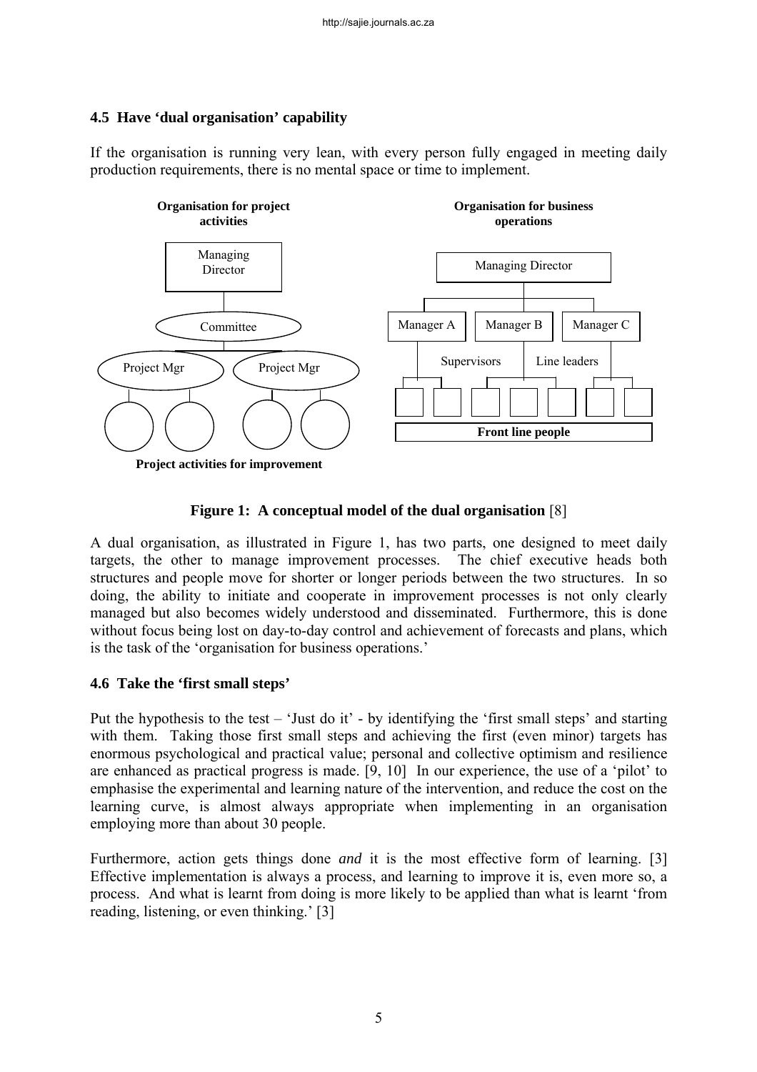### 4.5 Have 'dual organisation' capability

If the organisation is running very lean, with every person fully engaged in meeting daily production requirements, there is no mental space or time to implement.

**Figure 1: A conceptual model of the dual organisation** [8]

A dual organisation, as illustrated in Figure 1, has two parts, one designed to meet daily targets, the other to manage improvement processes. The chief executive heads both structures and people move for shorter or longer periods between the two structures. In so doing, the ability to initiate and cooperate in improvement processes is not only clearly managed but also becomes widely understood and disseminated. Furthermore, this is done without focus being lost on day-to-day control and achievement of forecasts and plans, which is the task of the 'organisation for business operations.'

### 4.6 Take the 'first small steps'

Put the hypothesis to the test – 'Just do it' - by identifying the 'first small steps' and starting with them. Taking those first small steps and achieving the first (even minor) targets has enormous psychological and practical value; personal and collective optimism and resilience are enhanced as practical progress is made. [9, 10] In our experience, the use of a 'pilot' to emphasise the experimental and learning nature of the intervention, and reduce the cost on the learning curve, is almost always appropriate when implementing in an organisation employing more than about 30 people.

Furthermore, action gets things done *and* it is the most effective form of learning. [3] Effective implementation is always a process, and learning to improve it is, even more so, a process. And what is learnt from doing is more likely to be applied than what is learnt 'from reading, listening, or even thinking.' [3]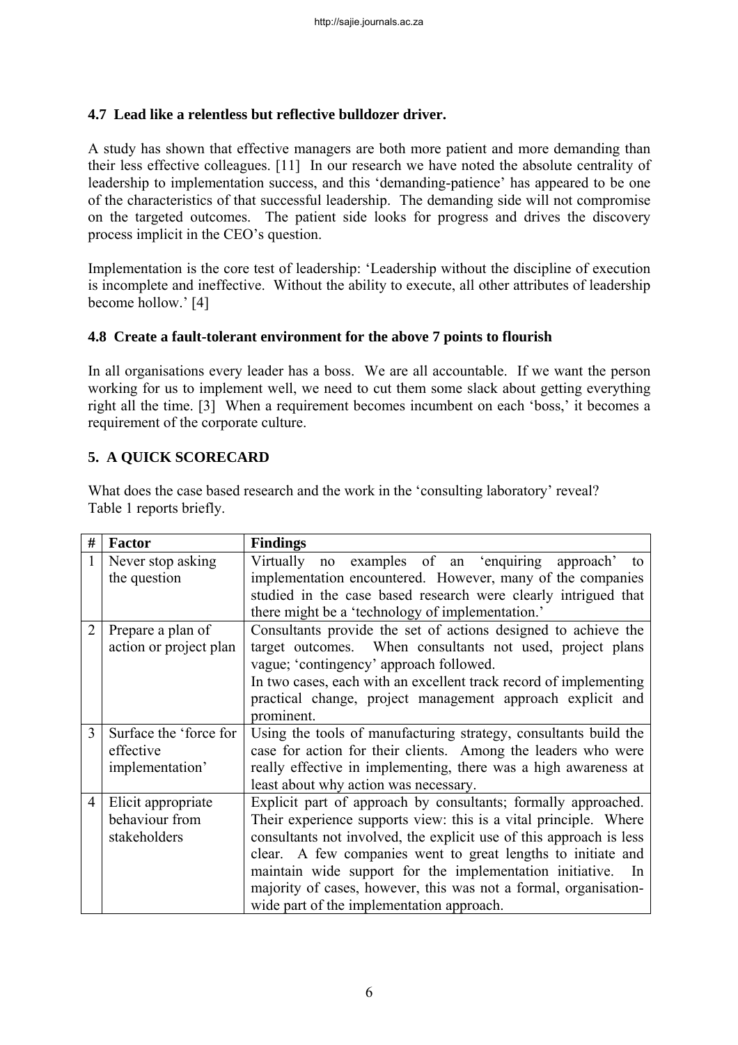### 4.7 Lead like a relentless but reflective bulldozer driver.

A study has shown that effective managers are both more patient and more demanding than their less effective colleagues. [11] In our research we have noted the absolute centrality of leadership to implementation success, and this 'demanding-patience' has appeared to be one of the characteristics of that successful leadership. The demanding side will not compromise on the targeted outcomes. The patient side looks for progress and drives the discovery process implicit in the CEO's question.

Implementation is the core test of leadership: 'Leadership without the discipline of execution is incomplete and ineffective. Without the ability to execute, all other attributes of leadership become hollow.' [4]

### 4.8 Create a fault-tolerant environment for the above 7 points to flourish

In all organisations every leader has a boss. We are all accountable. If we want the person working for us to implement well, we need to cut them some slack about getting everything right all the time. [3] When a requirement becomes incumbent on each 'boss,' it becomes a requirement of the corporate culture.

## 5. A QUICK SCORECARD

What does the case based research and the work in the 'consulting laboratory' reveal? Table 1 reports briefly.

| # | Factor | Findings |
|---|---|---|
| 1 | Never stop asking the question | Virtually no examples of an 'enquiring approach' to implementation encountered. However, many of the companies studied in the case based research were clearly intrigued that there might be a 'technology of implementation.' |
| 2 | Prepare a plan of action or project plan | Consultants provide the set of actions designed to achieve the target outcomes. When consultants not used, project plans vague; 'contingency' approach followed.<br>In two cases, each with an excellent track record of implementing practical change, project management approach explicit and prominent. |
| 3 | Surface the 'force for effective implementation' | Using the tools of manufacturing strategy, consultants build the case for action for their clients. Among the leaders who were really effective in implementing, there was a high awareness at least about why action was necessary. |
| 4 | Elicit appropriate behaviour from stakeholders | Explicit part of approach by consultants; formally approached. Their experience supports view: this is a vital principle. Where consultants not involved, the explicit use of this approach is less clear. A few companies went to great lengths to initiate and maintain wide support for the implementation initiative. In majority of cases, however, this was not a formal, organisation-wide part of the implementation approach. |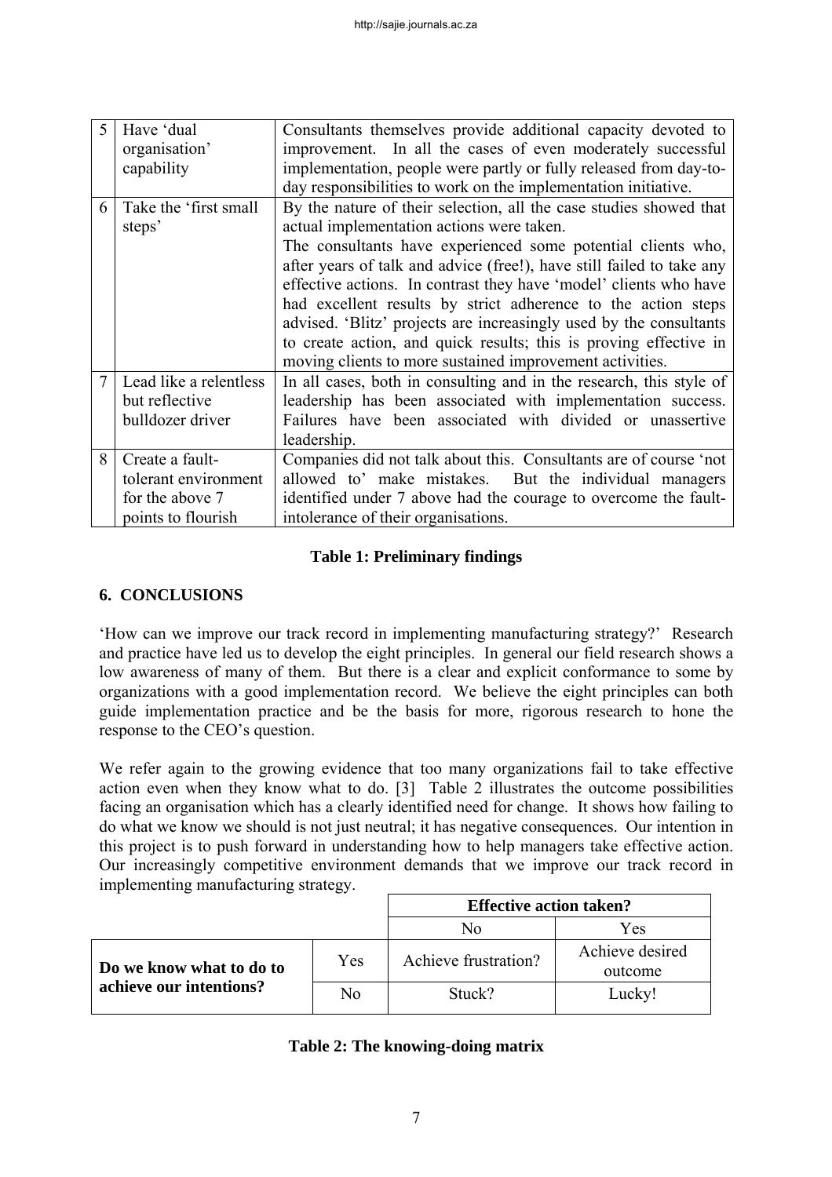| 5 | Have 'dual organisation' capability | Consultants themselves provide additional capacity devoted to improvement. In all the cases of even moderately successful implementation, people were partly or fully released from day-to-day responsibilities to work on the implementation initiative. |
|---|---|---|
| 6 | Take the 'first small steps' | By the nature of their selection, all the case studies showed that actual implementation actions were taken.<br>The consultants have experienced some potential clients who, after years of talk and advice (free!), have still failed to take any effective actions. In contrast they have 'model' clients who have had excellent results by strict adherence to the action steps advised. 'Blitz' projects are increasingly used by the consultants to create action, and quick results; this is proving effective in moving clients to more sustained improvement activities. |
| 7 | Lead like a relentless but reflective bulldozer driver | In all cases, both in consulting and in the research, this style of leadership has been associated with implementation success. Failures have been associated with divided or unassertive leadership. |
| 8 | Create a fault-tolerant environment for the above 7 points to flourish | Companies did not talk about this. Consultants are of course 'not allowed to' make mistakes. But the individual managers identified under 7 above had the courage to overcome the fault-intolerance of their organisations. |

**Table 1: Preliminary findings**

## 6. CONCLUSIONS

'How can we improve our track record in implementing manufacturing strategy?' Research and practice have led us to develop the eight principles. In general our field research shows a low awareness of many of them. But there is a clear and explicit conformance to some by organizations with a good implementation record. We believe the eight principles can both guide implementation practice and be the basis for more, rigorous research to hone the response to the CEO's question.

We refer again to the growing evidence that too many organizations fail to take effective action even when they know what to do. [3] Table 2 illustrates the outcome possibilities facing an organisation which has a clearly identified need for change. It shows how failing to do what we know we should is not just neutral; it has negative consequences. Our intention in this project is to push forward in understanding how to help managers take effective action. Our increasingly competitive environment demands that we improve our track record in implementing manufacturing strategy.

| | | **Effective action taken?** | |
|---|---|---|---|
| | | No | Yes |
| **Do we know what to do to achieve our intentions?** | Yes | Achieve frustration? | Achieve desired outcome |
| | No | Stuck? | Lucky! |

**Table 2: The knowing-doing matrix**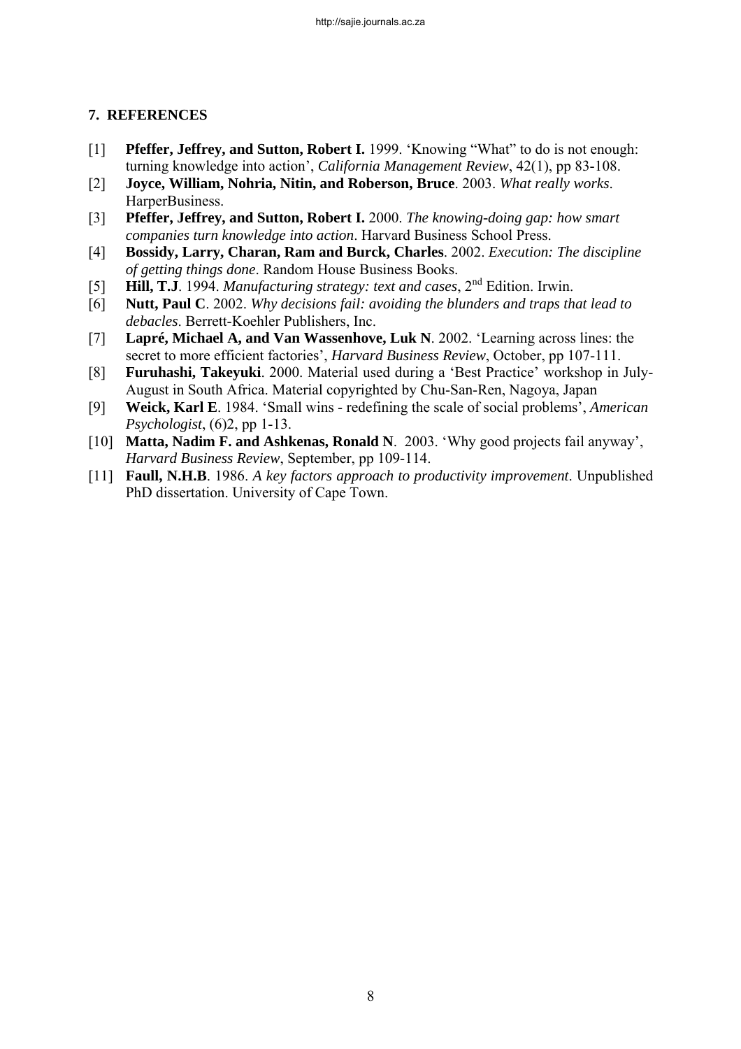## 7. REFERENCES

[1] **Pfeffer, Jeffrey, and Sutton, Robert I.** 1999. 'Knowing "What" to do is not enough: turning knowledge into action', *California Management Review*, 42(1), pp 83-108.

[2] **Joyce, William, Nohria, Nitin, and Roberson, Bruce**. 2003. *What really works*. HarperBusiness.

[3] **Pfeffer, Jeffrey, and Sutton, Robert I.** 2000. *The knowing-doing gap: how smart companies turn knowledge into action*. Harvard Business School Press.

[4] **Bossidy, Larry, Charan, Ram and Burck, Charles**. 2002. *Execution: The discipline of getting things done*. Random House Business Books.

[5] **Hill, T.J**. 1994. *Manufacturing strategy: text and cases*, 2nd Edition. Irwin.

[6] **Nutt, Paul C**. 2002. *Why decisions fail: avoiding the blunders and traps that lead to debacles*. Berrett-Koehler Publishers, Inc.

[7] **Lapré, Michael A, and Van Wassenhove, Luk N**. 2002. 'Learning across lines: the secret to more efficient factories', *Harvard Business Review*, October, pp 107-111.

[8] **Furuhashi, Takeyuki**. 2000. Material used during a 'Best Practice' workshop in July-August in South Africa. Material copyrighted by Chu-San-Ren, Nagoya, Japan

[9] **Weick, Karl E**. 1984. 'Small wins - redefining the scale of social problems', *American Psychologist*, (6)2, pp 1-13.

[10] **Matta, Nadim F. and Ashkenas, Ronald N**. 2003. 'Why good projects fail anyway', *Harvard Business Review*, September, pp 109-114.

[11] **Faull, N.H.B**. 1986. *A key factors approach to productivity improvement*. Unpublished PhD dissertation. University of Cape Town.